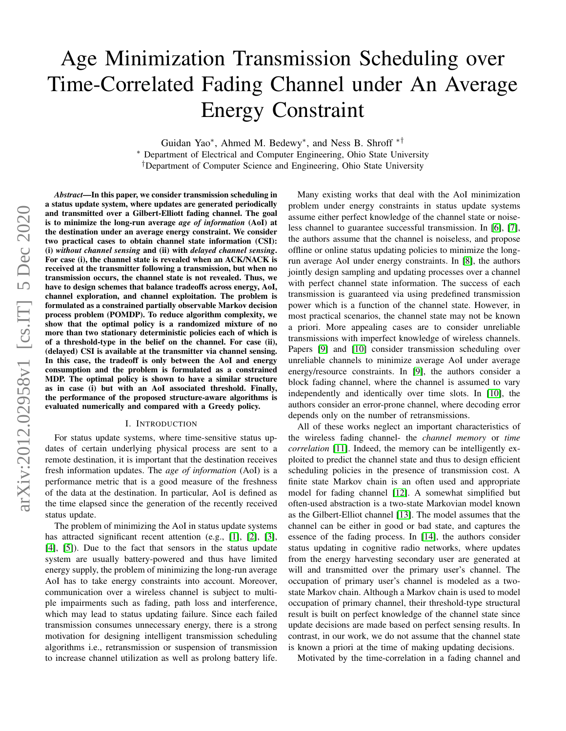# Age Minimization Transmission Scheduling over Time-Correlated Fading Channel under An Average Energy Constraint

Guidan Yao*, Ahmed M. Bedewy*, and Ness B. Shroff *†

* Department of Electrical and Computer Engineering, Ohio State University

†Department of Computer Science and Engineering, Ohio State University

***Abstract*—In this paper, we consider transmission scheduling in a status update system, where updates are generated periodically and transmitted over a Gilbert-Elliott fading channel. The goal is to minimize the long-run average *age of information* (AoI) at the destination under an average energy constraint. We consider two practical cases to obtain channel state information (CSI): (i) *without channel sensing* and (ii) with *delayed channel sensing*. For case (i), the channel state is revealed when an ACK/NACK is received at the transmitter following a transmission, but when no transmission occurs, the channel state is not revealed. Thus, we have to design schemes that balance tradeoffs across energy, AoI, channel exploration, and channel exploitation. The problem is formulated as a constrained partially observable Markov decision process problem (POMDP). To reduce algorithm complexity, we show that the optimal policy is a randomized mixture of no more than two stationary deterministic policies each of which is of a threshold-type in the belief on the channel. For case (ii), (delayed) CSI is available at the transmitter via channel sensing. In this case, the tradeoff is only between the AoI and energy consumption and the problem is formulated as a constrained MDP. The optimal policy is shown to have a similar structure as in case (i) but with an AoI associated threshold. Finally, the performance of the proposed structure-aware algorithms is evaluated numerically and compared with a Greedy policy.**

## I. Introduction

For status update systems, where time-sensitive status updates of certain underlying physical process are sent to a remote destination, it is important that the destination receives fresh information updates. The *age of information* (AoI) is a performance metric that is a good measure of the freshness of the data at the destination. In particular, AoI is defined as the time elapsed since the generation of the recently received status update.

The problem of minimizing the AoI in status update systems has attracted significant recent attention (e.g., [1], [2], [3], [4], [5]). Due to the fact that sensors in the status update system are usually battery-powered and thus have limited energy supply, the problem of minimizing the long-run average AoI has to take energy constraints into account. Moreover, communication over a wireless channel is subject to multiple impairments such as fading, path loss and interference, which may lead to status updating failure. Since each failed transmission consumes unnecessary energy, there is a strong motivation for designing intelligent transmission scheduling algorithms i.e., retransmission or suspension of transmission to increase channel utilization as well as prolong battery life.

Many existing works that deal with the AoI minimization problem under energy constraints in status update systems assume either perfect knowledge of the channel state or noiseless channel to guarantee successful transmission. In [6], [7], the authors assume that the channel is noiseless, and propose offline or online status updating policies to minimize the long-run average AoI under energy constraints. In [8], the authors jointly design sampling and updating processes over a channel with perfect channel state information. The success of each transmission is guaranteed via using predefined transmission power which is a function of the channel state. However, in most practical scenarios, the channel state may not be known a priori. More appealing cases are to consider unreliable transmissions with imperfect knowledge of wireless channels. Papers [9] and [10] consider transmission scheduling over unreliable channels to minimize average AoI under average energy/resource constraints. In [9], the authors consider a block fading channel, where the channel is assumed to vary independently and identically over time slots. In [10], the authors consider an error-prone channel, where decoding error depends only on the number of retransmissions.

All of these works neglect an important characteristics of the wireless fading channel- the *channel memory* or *time correlation* [11]. Indeed, the memory can be intelligently exploited to predict the channel state and thus to design efficient scheduling policies in the presence of transmission cost. A finite state Markov chain is an often used and appropriate model for fading channel [12]. A somewhat simplified but often-used abstraction is a two-state Markovian model known as the Gilbert-Elliot channel [13]. The model assumes that the channel can be either in good or bad state, and captures the essence of the fading process. In [14], the authors consider status updating in cognitive radio networks, where updates from the energy harvesting secondary user are generated at will and transmitted over the primary user's channel. The occupation of primary user's channel is modeled as a two-state Markov chain. Although a Markov chain is used to model occupation of primary channel, their threshold-type structural result is built on perfect knowledge of the channel state since update decisions are made based on perfect sensing results. In contrast, in our work, we do not assume that the channel state is known a priori at the time of making updating decisions.

Motivated by the time-correlation in a fading channel and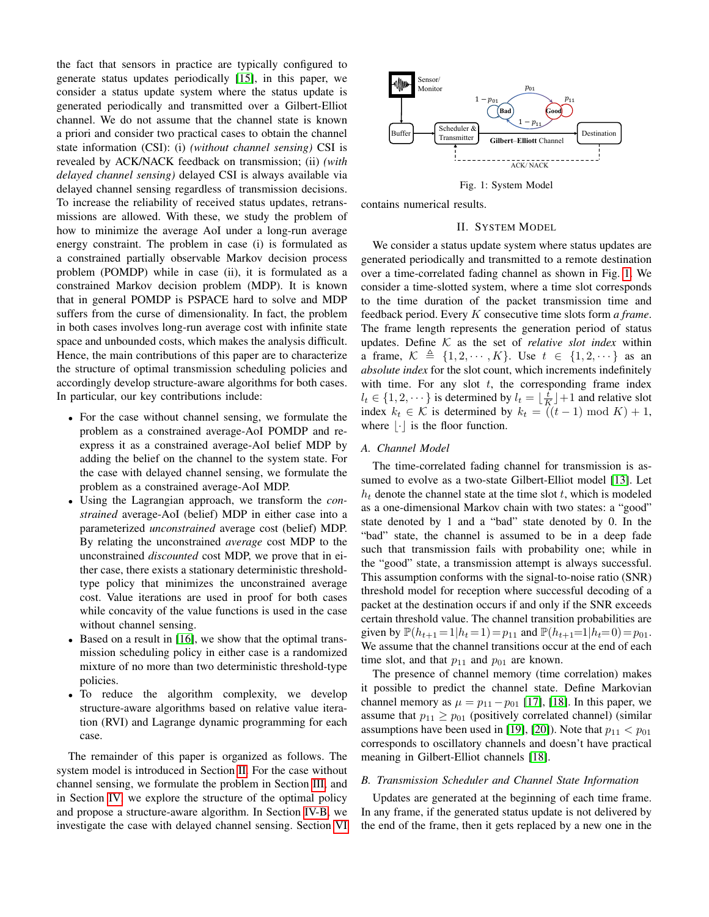the fact that sensors in practice are typically configured to generate status updates periodically [15], in this paper, we consider a status update system where the status update is generated periodically and transmitted over a Gilbert-Elliot channel. We do not assume that the channel state is known a priori and consider two practical cases to obtain the channel state information (CSI): (i) *(without channel sensing)* CSI is revealed by ACK/NACK feedback on transmission; (ii) *(with delayed channel sensing)* delayed CSI is always available via delayed channel sensing regardless of transmission decisions. To increase the reliability of received status updates, retransmissions are allowed. With these, we study the problem of how to minimize the average AoI under a long-run average energy constraint. The problem in case (i) is formulated as a constrained partially observable Markov decision process problem (POMDP) while in case (ii), it is formulated as a constrained Markov decision problem (MDP). It is known that in general POMDP is PSPACE hard to solve and MDP suffers from the curse of dimensionality. In fact, the problem in both cases involves long-run average cost with infinite state space and unbounded costs, which makes the analysis difficult. Hence, the main contributions of this paper are to characterize the structure of optimal transmission scheduling policies and accordingly develop structure-aware algorithms for both cases. In particular, our key contributions include:

- For the case without channel sensing, we formulate the problem as a constrained average-AoI POMDP and re-express it as a constrained average-AoI belief MDP by adding the belief on the channel to the system state. For the case with delayed channel sensing, we formulate the problem as a constrained average-AoI MDP.
- Using the Lagrangian approach, we transform the *constrained* average-AoI (belief) MDP in either case into a parameterized *unconstrained* average cost (belief) MDP. By relating the unconstrained *average* cost MDP to the unconstrained *discounted* cost MDP, we prove that in either case, there exists a stationary deterministic threshold-type policy that minimizes the unconstrained average cost. Value iterations are used in proof for both cases while concavity of the value functions is used in the case without channel sensing.
- Based on a result in [16], we show that the optimal transmission scheduling policy in either case is a randomized mixture of no more than two deterministic threshold-type policies.
- To reduce the algorithm complexity, we develop structure-aware algorithms based on relative value iteration (RVI) and Lagrange dynamic programming for each case.

The remainder of this paper is organized as follows. The system model is introduced in Section II. For the case without channel sensing, we formulate the problem in Section III, and in Section IV, we explore the structure of the optimal policy and propose a structure-aware algorithm. In Section IV-B, we investigate the case with delayed channel sensing. Section VI contains numerical results.

Sensor/ Monitor
Buffer
Scheduler & Transmitter
$1-p_{01}$
Bad
$p_{01}$
$1-p_{11}$
Good
$p_{11}$
Gilbert–Elliott Channel
Destination
ACK/ NACK

Fig. 1: System Model

## II. System Model

We consider a status update system where status updates are generated periodically and transmitted to a remote destination over a time-correlated fading channel as shown in Fig. 1. We consider a time-slotted system, where a time slot corresponds to the time duration of the packet transmission time and feedback period. Every $K$ consecutive time slots form *a frame*. The frame length represents the generation period of status updates. Define $\mathcal{K}$ as the set of *relative slot index* within a frame, $\mathcal{K} \triangleq \{1, 2, \cdots, K\}$. Use $t \in \{1, 2, \cdots\}$ as an *absolute index* for the slot count, which increments indefinitely with time. For any slot $t$, the corresponding frame index $l_t \in \{1, 2, \cdots\}$ is determined by $l_t = \lfloor \frac{t}{K} \rfloor + 1$ and relative slot index $k_t \in \mathcal{K}$ is determined by $k_t = ((t-1) \bmod K) + 1$, where $\lfloor \cdot \rfloor$ is the floor function.

### A. Channel Model

The time-correlated fading channel for transmission is assumed to evolve as a two-state Gilbert-Elliot model [13]. Let $h_t$ denote the channel state at the time slot $t$, which is modeled as a one-dimensional Markov chain with two states: a "good" state denoted by 1 and a "bad" state denoted by 0. In the "bad" state, the channel is assumed to be in a deep fade such that transmission fails with probability one; while in the "good" state, a transmission attempt is always successful. This assumption conforms with the signal-to-noise ratio (SNR) threshold model for reception where successful decoding of a packet at the destination occurs if and only if the SNR exceeds certain threshold value. The channel transition probabilities are given by $\mathbb{P}(h_{t+1}=1|h_t=1)=p_{11}$ and $\mathbb{P}(h_{t+1}=1|h_t=0)=p_{01}$. We assume that the channel transitions occur at the end of each time slot, and that $p_{11}$ and $p_{01}$ are known.

The presence of channel memory (time correlation) makes it possible to predict the channel state. Define Markovian channel memory as $\mu = p_{11} - p_{01}$ [17], [18]. In this paper, we assume that $p_{11} \geq p_{01}$ (positively correlated channel) (similar assumptions have been used in [19], [20]). Note that $p_{11} < p_{01}$ corresponds to oscillatory channels and doesn't have practical meaning in Gilbert-Elliot channels [18].

### B. Transmission Scheduler and Channel State Information

Updates are generated at the beginning of each time frame. In any frame, if the generated status update is not delivered by the end of the frame, then it gets replaced by a new one in the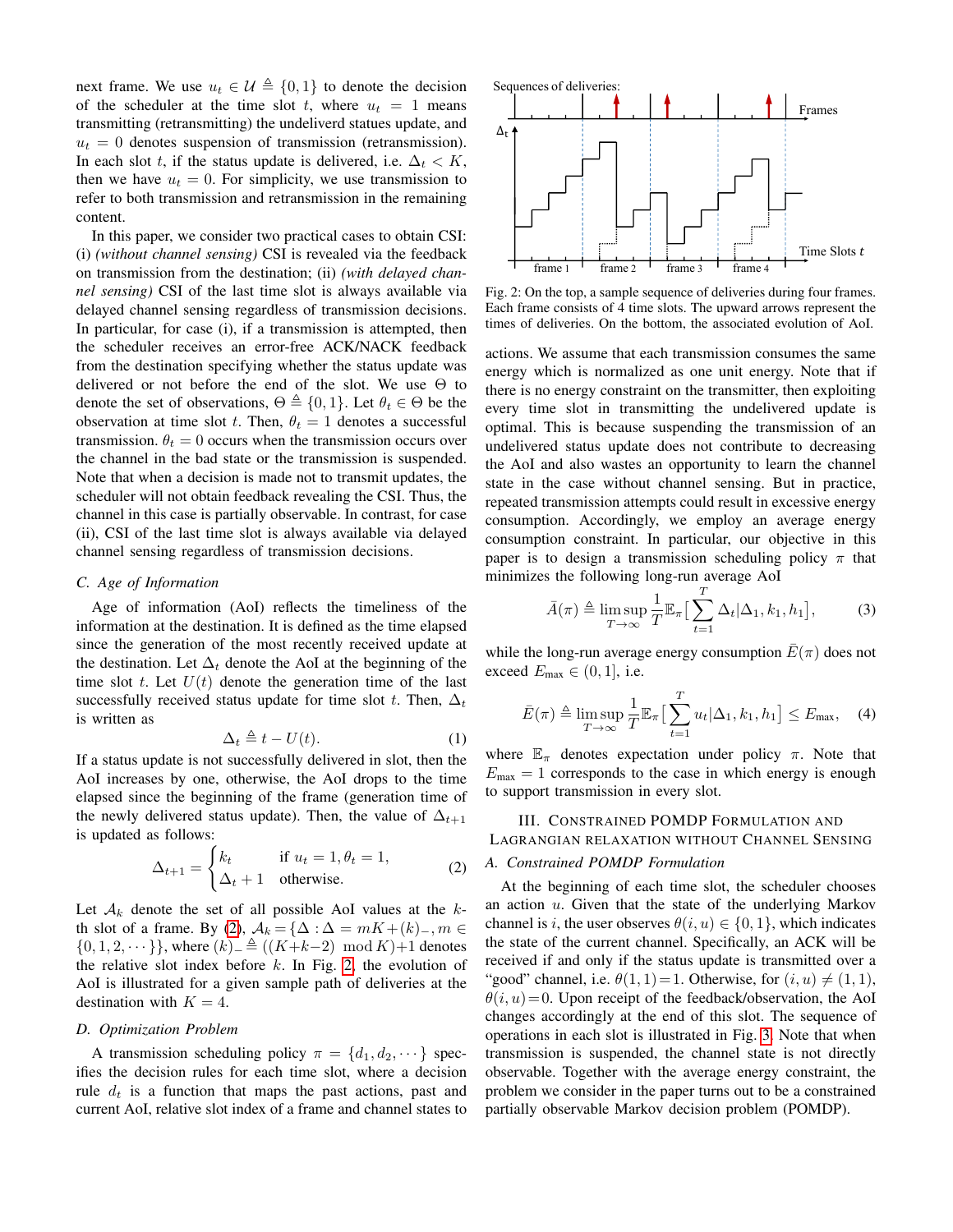next frame. We use $u_t \in \mathcal{U} \triangleq \{0,1\}$ to denote the decision of the scheduler at the time slot $t$, where $u_t = 1$ means transmitting (retransmitting) the undeliverd statues update, and $u_t = 0$ denotes suspension of transmission (retransmission). In each slot $t$, if the status update is delivered, i.e. $\Delta_t < K$, then we have $u_t = 0$. For simplicity, we use transmission to refer to both transmission and retransmission in the remaining content.

In this paper, we consider two practical cases to obtain CSI: (i) *(without channel sensing)* CSI is revealed via the feedback on transmission from the destination; (ii) *(with delayed channel sensing)* CSI of the last time slot is always available via delayed channel sensing regardless of transmission decisions. In particular, for case (i), if a transmission is attempted, then the scheduler receives an error-free ACK/NACK feedback from the destination specifying whether the status update was delivered or not before the end of the slot. We use $\Theta$ to denote the set of observations, $\Theta \triangleq \{0,1\}$. Let $\theta_t \in \Theta$ be the observation at time slot $t$. Then, $\theta_t = 1$ denotes a successful transmission. $\theta_t = 0$ occurs when the transmission occurs over the channel in the bad state or the transmission is suspended. Note that when a decision is made not to transmit updates, the scheduler will not obtain feedback revealing the CSI. Thus, the channel in this case is partially observable. In contrast, for case (ii), CSI of the last time slot is always available via delayed channel sensing regardless of transmission decisions.

### C. Age of Information

Age of information (AoI) reflects the timeliness of the information at the destination. It is defined as the time elapsed since the generation of the most recently received update at the destination. Let $\Delta_t$ denote the AoI at the beginning of the time slot $t$. Let $U(t)$ denote the generation time of the last successfully received status update for time slot $t$. Then, $\Delta_t$ is written as

$$\Delta_t \triangleq t - U(t). \tag{1}$$

If a status update is not successfully delivered in slot, then the AoI increases by one, otherwise, the AoI drops to the time elapsed since the beginning of the frame (generation time of the newly delivered status update). Then, the value of $\Delta_{t+1}$ is updated as follows:

$$\Delta_{t+1} = \begin{cases} k_t & \text{if } u_t = 1, \theta_t = 1, \\ \Delta_t + 1 & \text{otherwise.} \end{cases} \tag{2}$$

Let $\mathcal{A}_k$ denote the set of all possible AoI values at the $k$-th slot of a frame. By (2), $\mathcal{A}_k = \{\Delta : \Delta = mK + (k)_-, m \in \{0,1,2,\cdots\}\}$, where $(k)_- \triangleq ((K+k-2) \mod K)+1$ denotes the relative slot index before $k$. In Fig. 2, the evolution of AoI is illustrated for a given sample path of deliveries at the destination with $K = 4$.

### D. Optimization Problem

A transmission scheduling policy $\pi = \{d_1, d_2, \cdots\}$ specifies the decision rules for each time slot, where a decision rule $d_t$ is a function that maps the past actions, past and current AoI, relative slot index of a frame and channel states to actions. We assume that each transmission consumes the same energy which is normalized as one unit energy. Note that if there is no energy constraint on the transmitter, then exploiting every time slot in transmitting the undelivered update is optimal. This is because suspending the transmission of an undelivered status update does not contribute to decreasing the AoI and also wastes an opportunity to learn the channel state in the case without channel sensing. But in practice, repeated transmission attempts could result in excessive energy consumption. Accordingly, we employ an average energy consumption constraint. In particular, our objective in this paper is to design a transmission scheduling policy $\pi$ that minimizes the following long-run average AoI

$$\bar{A}(\pi) \triangleq \limsup_{T\to\infty} \frac{1}{T}\mathbb{E}_\pi\Big[\sum_{t=1}^{T} \Delta_t | \Delta_1, k_1, h_1\Big], \tag{3}$$

while the long-run average energy consumption $\bar{E}(\pi)$ does not exceed $E_{\max} \in (0,1]$, i.e.

$$\bar{E}(\pi) \triangleq \limsup_{T\to\infty} \frac{1}{T}\mathbb{E}_\pi\Big[\sum_{t=1}^{T} u_t | \Delta_1, k_1, h_1\Big] \le E_{\max}, \tag{4}$$

where $\mathbb{E}_\pi$ denotes expectation under policy $\pi$. Note that $E_{\max} = 1$ corresponds to the case in which energy is enough to support transmission in every slot.

Sequences of deliveries:

Frames

$\Delta_t$

Time Slots $t$

frame 1

frame 2

frame 3

frame 4

Fig. 2: On the top, a sample sequence of deliveries during four frames. Each frame consists of 4 time slots. The upward arrows represent the times of deliveries. On the bottom, the associated evolution of AoI.

## III. Constrained POMDP Formulation and Lagrangian Relaxation without Channel Sensing

### A. Constrained POMDP Formulation

At the beginning of each time slot, the scheduler chooses an action $u$. Given that the state of the underlying Markov channel is $i$, the user observes $\theta(i,u) \in \{0,1\}$, which indicates the state of the current channel. Specifically, an ACK will be received if and only if the status update is transmitted over a "good" channel, i.e. $\theta(1,1) = 1$. Otherwise, for $(i,u) \neq (1,1)$, $\theta(i,u) = 0$. Upon receipt of the feedback/observation, the AoI changes accordingly at the end of this slot. The sequence of operations in each slot is illustrated in Fig. 3. Note that when transmission is suspended, the channel state is not directly observable. Together with the average energy constraint, the problem we consider in the paper turns out to be a constrained partially observable Markov decision problem (POMDP).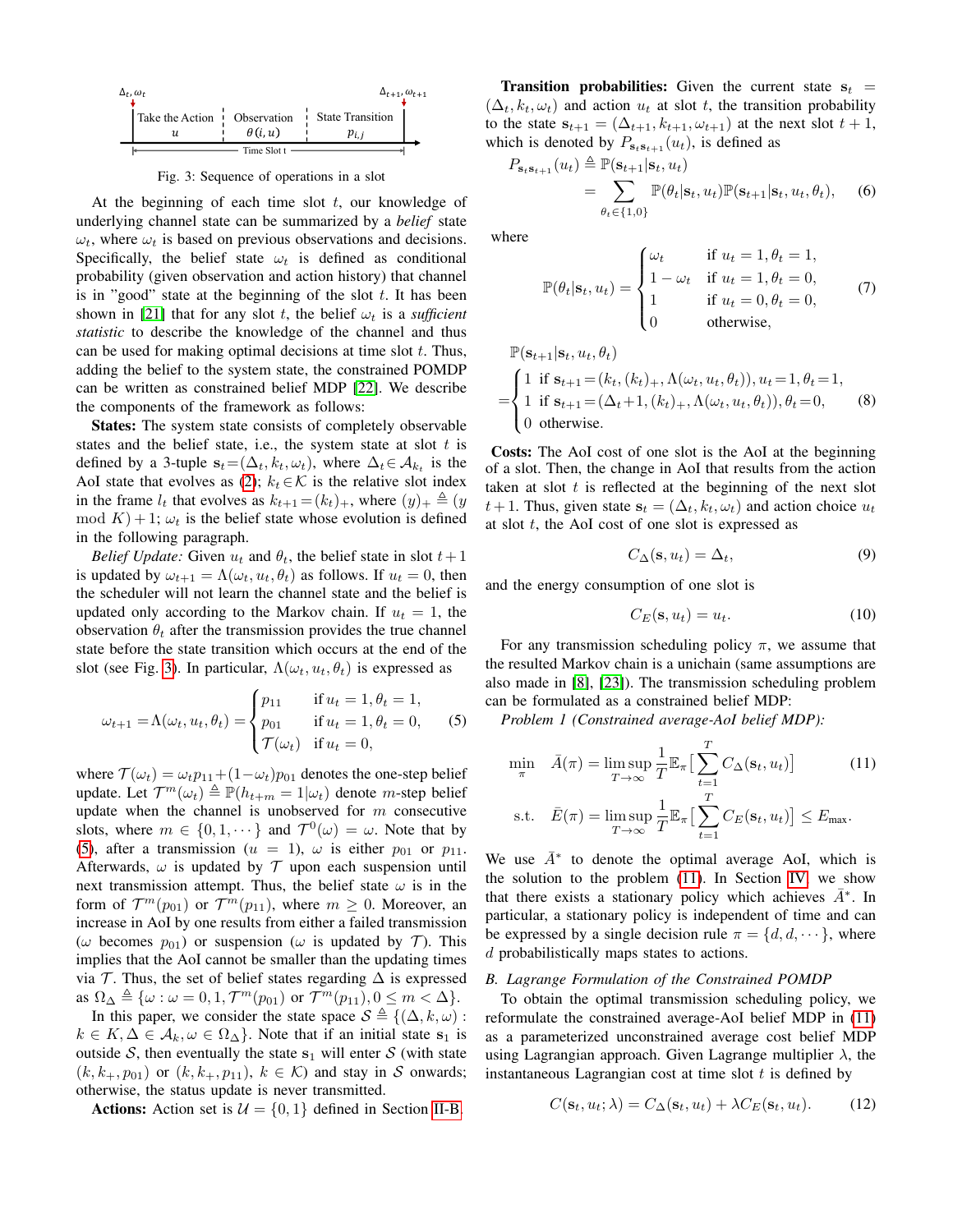$\Delta_t, \omega_t$ $\Delta_{t+1}, \omega_{t+1}$

Take the Action $u$ | Observation $\theta(i,u)$ | State Transition $p_{i,j}$

Time Slot t

Fig. 3: Sequence of operations in a slot

At the beginning of each time slot $t$, our knowledge of underlying channel state can be summarized by a *belief* state $\omega_t$, where $\omega_t$ is based on previous observations and decisions. Specifically, the belief state $\omega_t$ is defined as conditional probability (given observation and action history) that channel is in "good" state at the beginning of the slot $t$. It has been shown in [21] that for any slot $t$, the belief $\omega_t$ is a *sufficient statistic* to describe the knowledge of the channel and thus can be used for making optimal decisions at time slot $t$. Thus, adding the belief to the system state, the constrained POMDP can be written as constrained belief MDP [22]. We describe the components of the framework as follows:

**States:** The system state consists of completely observable states and the belief state, i.e., the system state at slot $t$ is defined by a 3-tuple $\mathbf{s}_t = (\Delta_t, k_t, \omega_t)$, where $\Delta_t \in \mathcal{A}_{k_t}$ is the AoI state that evolves as (2); $k_t \in \mathcal{K}$ is the relative slot index in the frame $l_t$ that evolves as $k_{t+1} = (k_t)_+$, where $(y)_+ \triangleq (y \mod K) + 1$; $\omega_t$ is the belief state whose evolution is defined in the following paragraph.

*Belief Update:* Given $u_t$ and $\theta_t$, the belief state in slot $t+1$ is updated by $\omega_{t+1} = \Lambda(\omega_t, u_t, \theta_t)$ as follows. If $u_t = 0$, then the scheduler will not learn the channel state and the belief is updated only according to the Markov chain. If $u_t = 1$, the observation $\theta_t$ after the transmission provides the true channel state before the state transition which occurs at the end of the slot (see Fig. 3). In particular, $\Lambda(\omega_t, u_t, \theta_t)$ is expressed as

$$\omega_{t+1} = \Lambda(\omega_t, u_t, \theta_t) = \begin{cases} p_{11} & \text{if } u_t = 1, \theta_t = 1, \\ p_{01} & \text{if } u_t = 1, \theta_t = 0, \\ \mathcal{T}(\omega_t) & \text{if } u_t = 0, \end{cases} \tag{5}$$

where $\mathcal{T}(\omega_t) = \omega_t p_{11} + (1-\omega_t) p_{01}$ denotes the one-step belief update. Let $\mathcal{T}^m(\omega_t) \triangleq \mathbb{P}(h_{t+m} = 1 | \omega_t)$ denote $m$-step belief update when the channel is unobserved for $m$ consecutive slots, where $m \in \{0, 1, \cdots\}$ and $\mathcal{T}^0(\omega) = \omega$. Note that by (5), after a transmission ($u = 1$), $\omega$ is either $p_{01}$ or $p_{11}$. Afterwards, $\omega$ is updated by $\mathcal{T}$ upon each suspension until next transmission attempt. Thus, the belief state $\omega$ is in the form of $\mathcal{T}^m(p_{01})$ or $\mathcal{T}^m(p_{11})$, where $m \geq 0$. Moreover, an increase in AoI by one results from either a failed transmission ($\omega$ becomes $p_{01}$) or suspension ($\omega$ is updated by $\mathcal{T}$). This implies that the AoI cannot be smaller than the updating times via $\mathcal{T}$. Thus, the set of belief states regarding $\Delta$ is expressed as $\Omega_\Delta \triangleq \{\omega : \omega = 0, 1, \mathcal{T}^m(p_{01}) \text{ or } \mathcal{T}^m(p_{11}), 0 \leq m < \Delta\}$.

In this paper, we consider the state space $\mathcal{S} \triangleq \{(\Delta, k, \omega) : k \in K, \Delta \in \mathcal{A}_k, \omega \in \Omega_\Delta\}$. Note that if an initial state $\mathbf{s}_1$ is outside $\mathcal{S}$, then eventually the state $\mathbf{s}_1$ will enter $\mathcal{S}$ (with state $(k, k_+, p_{01})$ or $(k, k_+, p_{11})$, $k \in \mathcal{K}$) and stay in $\mathcal{S}$ onwards; otherwise, the status update is never transmitted.

**Actions:** Action set is $\mathcal{U} = \{0, 1\}$ defined in Section II-B.

**Transition probabilities:** Given the current state $\mathbf{s}_t = (\Delta_t, k_t, \omega_t)$ and action $u_t$ at slot $t$, the transition probability to the state $\mathbf{s}_{t+1} = (\Delta_{t+1}, k_{t+1}, \omega_{t+1})$ at the next slot $t+1$, which is denoted by $P_{\mathbf{s}_t \mathbf{s}_{t+1}}(u_t)$, is defined as

$$\begin{aligned} P_{\mathbf{s}_t \mathbf{s}_{t+1}}(u_t) &\triangleq \mathbb{P}(\mathbf{s}_{t+1} | \mathbf{s}_t, u_t) \\ &= \sum_{\theta_t \in \{1,0\}} \mathbb{P}(\theta_t | \mathbf{s}_t, u_t) \mathbb{P}(\mathbf{s}_{t+1} | \mathbf{s}_t, u_t, \theta_t), \end{aligned} \tag{6}$$

where

$$\mathbb{P}(\theta_t | \mathbf{s}_t, u_t) = \begin{cases} \omega_t & \text{if } u_t = 1, \theta_t = 1, \\ 1 - \omega_t & \text{if } u_t = 1, \theta_t = 0, \\ 1 & \text{if } u_t = 0, \theta_t = 0, \\ 0 & \text{otherwise,} \end{cases} \tag{7}$$

$$\begin{aligned} &\mathbb{P}(\mathbf{s}_{t+1} | \mathbf{s}_t, u_t, \theta_t) \\ &= \begin{cases} 1 & \text{if } \mathbf{s}_{t+1} = (k_t, (k_t)_+, \Lambda(\omega_t, u_t, \theta_t)), u_t = 1, \theta_t = 1, \\ 1 & \text{if } \mathbf{s}_{t+1} = (\Delta_t + 1, (k_t)_+, \Lambda(\omega_t, u_t, \theta_t)), \theta_t = 0, \\ 0 & \text{otherwise.} \end{cases} \end{aligned} \tag{8}$$

**Costs:** The AoI cost of one slot is the AoI at the beginning of a slot. Then, the change in AoI that results from the action taken at slot $t$ is reflected at the beginning of the next slot $t+1$. Thus, given state $\mathbf{s}_t = (\Delta_t, k_t, \omega_t)$ and action choice $u_t$ at slot $t$, the AoI cost of one slot is expressed as

$$C_\Delta(\mathbf{s}, u_t) = \Delta_t, \tag{9}$$

and the energy consumption of one slot is

$$C_E(\mathbf{s}, u_t) = u_t. \tag{10}$$

For any transmission scheduling policy $\pi$, we assume that the resulted Markov chain is a unichain (same assumptions are also made in [8], [23]). The transmission scheduling problem can be formulated as a constrained belief MDP:

*Problem 1 (Constrained average-AoI belief MDP):*

$$\begin{aligned} \min_{\pi} \quad & \bar{A}(\pi) = \limsup_{T \to \infty} \frac{1}{T} \mathbb{E}_\pi \Big[ \sum_{t=1}^{T} C_\Delta(\mathbf{s}_t, u_t) \Big] \\ \text{s.t.} \quad & \bar{E}(\pi) = \limsup_{T \to \infty} \frac{1}{T} \mathbb{E}_\pi \Big[ \sum_{t=1}^{T} C_E(\mathbf{s}_t, u_t) \Big] \leq E_{\max}. \end{aligned} \tag{11}$$

We use $\bar{A}^*$ to denote the optimal average AoI, which is the solution to the problem (11). In Section IV, we show that there exists a stationary policy which achieves $\bar{A}^*$. In particular, a stationary policy is independent of time and can be expressed by a single decision rule $\pi = \{d, d, \cdots\}$, where $d$ probabilistically maps states to actions.

### B. Lagrange Formulation of the Constrained POMDP

To obtain the optimal transmission scheduling policy, we reformulate the constrained average-AoI belief MDP in (11) as a parameterized unconstrained average cost belief MDP using Lagrangian approach. Given Lagrange multiplier $\lambda$, the instantaneous Lagrangian cost at time slot $t$ is defined by

$$C(\mathbf{s}_t, u_t; \lambda) = C_\Delta(\mathbf{s}_t, u_t) + \lambda C_E(\mathbf{s}_t, u_t). \tag{12}$$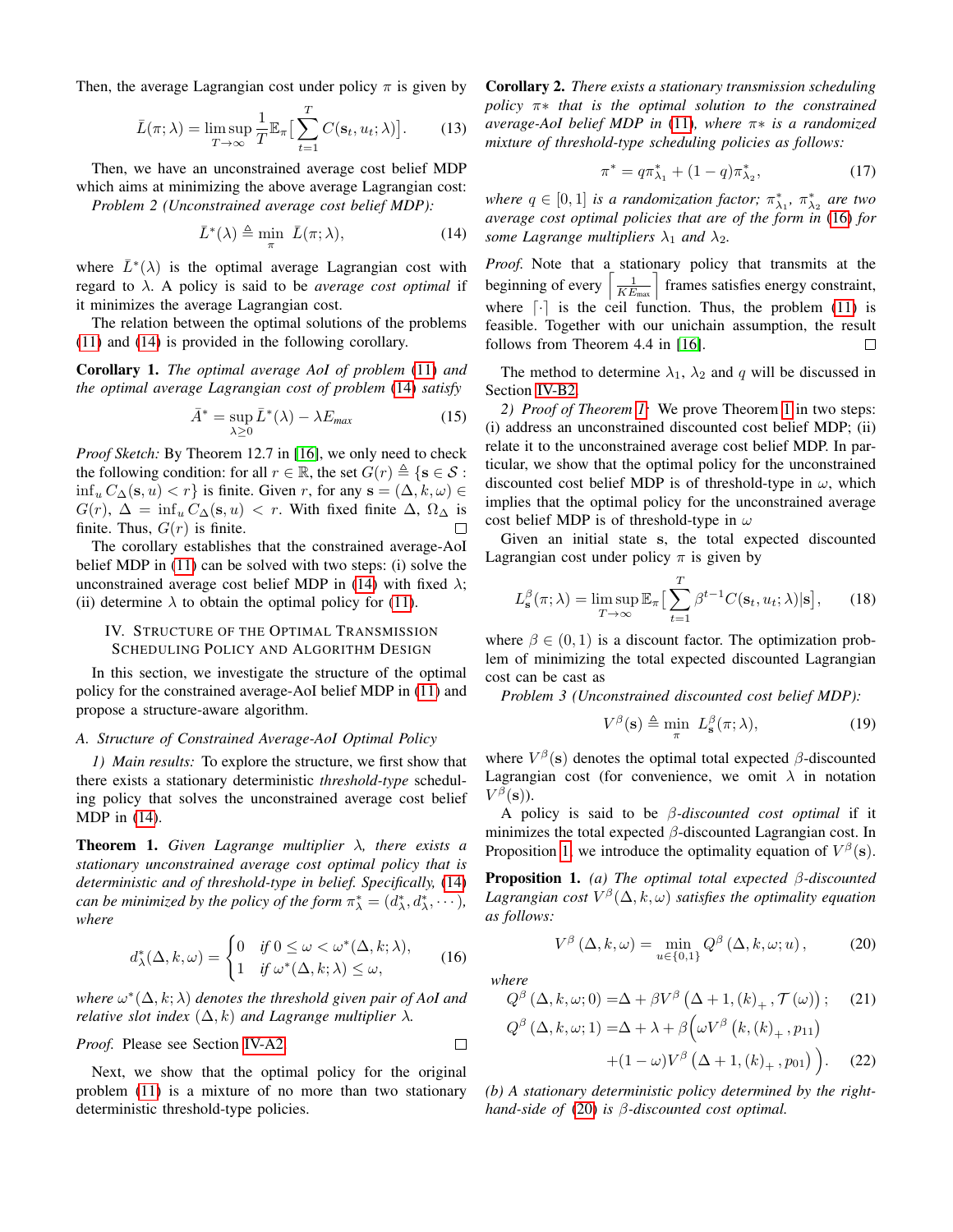Then, the average Lagrangian cost under policy $\pi$ is given by

$$\bar{L}(\pi;\lambda) = \limsup_{T\to\infty} \frac{1}{T}\mathbb{E}_\pi\Big[\sum_{t=1}^{T} C(\mathbf{s}_t, u_t;\lambda)\Big]. \tag{13}$$

Then, we have an unconstrained average cost belief MDP which aims at minimizing the above average Lagrangian cost:

*Problem 2 (Unconstrained average cost belief MDP):*

$$\bar{L}^*(\lambda) \triangleq \min_{\pi}\ \bar{L}(\pi;\lambda), \tag{14}$$

where $\bar{L}^*(\lambda)$ is the optimal average Lagrangian cost with regard to $\lambda$. A policy is said to be *average cost optimal* if it minimizes the average Lagrangian cost.

The relation between the optimal solutions of the problems (11) and (14) is provided in the following corollary.

**Corollary 1.** *The optimal average AoI of problem (11) and the optimal average Lagrangian cost of problem (14) satisfy*

$$\bar{A}^* = \sup_{\lambda\geq 0} \bar{L}^*(\lambda) - \lambda E_{max} \tag{15}$$

*Proof Sketch:* By Theorem 12.7 in [16], we only need to check the following condition: for all $r \in \mathbb{R}$, the set $G(r) \triangleq \{\mathbf{s}\in\mathcal{S} : \inf_u C_\Delta(\mathbf{s}, u) < r\}$ is finite. Given $r$, for any $\mathbf{s} = (\Delta, k, \omega) \in G(r)$, $\Delta = \inf_u C_\Delta(\mathbf{s}, u) < r$. With fixed finite $\Delta$, $\Omega_\Delta$ is finite. Thus, $G(r)$ is finite. □

The corollary establishes that the constrained average-AoI belief MDP in (11) can be solved with two steps: (i) solve the unconstrained average cost belief MDP in (14) with fixed $\lambda$; (ii) determine $\lambda$ to obtain the optimal policy for (11).

## IV. Structure of the Optimal Transmission Scheduling Policy and Algorithm Design

In this section, we investigate the structure of the optimal policy for the constrained average-AoI belief MDP in (11) and propose a structure-aware algorithm.

### A. Structure of Constrained Average-AoI Optimal Policy

*1) Main results:* To explore the structure, we first show that there exists a stationary deterministic *threshold-type* scheduling policy that solves the unconstrained average cost belief MDP in (14).

**Theorem 1.** *Given Lagrange multiplier $\lambda$, there exists a stationary unconstrained average cost optimal policy that is deterministic and of threshold-type in belief. Specifically, (14) can be minimized by the policy of the form $\pi^*_\lambda = (d^*_\lambda, d^*_\lambda, \cdots)$, where*

$$d^*_\lambda(\Delta, k, \omega) = \begin{cases} 0 & \text{if } 0 \leq \omega < \omega^*(\Delta, k; \lambda), \\ 1 & \text{if } \omega^*(\Delta, k; \lambda) \leq \omega, \end{cases} \tag{16}$$

*where $\omega^*(\Delta, k; \lambda)$ denotes the threshold given pair of AoI and relative slot index $(\Delta, k)$ and Lagrange multiplier $\lambda$.*

*Proof.* Please see Section IV-A2. □

Next, we show that the optimal policy for the original problem (11) is a mixture of no more than two stationary deterministic threshold-type policies.

**Corollary 2.** *There exists a stationary transmission scheduling policy $\pi*$ that is the optimal solution to the constrained average-AoI belief MDP in (11), where $\pi*$ is a randomized mixture of threshold-type scheduling policies as follows:*

$$\pi^* = q\pi^*_{\lambda_1} + (1-q)\pi^*_{\lambda_2}, \tag{17}$$

*where $q \in [0, 1]$ is a randomization factor; $\pi^*_{\lambda_1}$, $\pi^*_{\lambda_2}$ are two average cost optimal policies that are of the form in (16) for some Lagrange multipliers $\lambda_1$ and $\lambda_2$.*

*Proof.* Note that a stationary policy that transmits at the beginning of every $\left\lceil \frac{1}{KE_{\max}} \right\rceil$ frames satisfies energy constraint, where $\lceil\cdot\rceil$ is the ceil function. Thus, the problem (11) is feasible. Together with our unichain assumption, the result follows from Theorem 4.4 in [16]. □

The method to determine $\lambda_1$, $\lambda_2$ and $q$ will be discussed in Section IV-B2.

*2) Proof of Theorem 1:* We prove Theorem 1 in two steps: (i) address an unconstrained discounted cost belief MDP; (ii) relate it to the unconstrained average cost belief MDP. In particular, we show that the optimal policy for the unconstrained discounted cost belief MDP is of threshold-type in $\omega$, which implies that the optimal policy for the unconstrained average cost belief MDP is of threshold-type in $\omega$

Given an initial state $\mathbf{s}$, the total expected discounted Lagrangian cost under policy $\pi$ is given by

$$L^\beta_{\mathbf{s}}(\pi;\lambda) = \limsup_{T\to\infty} \mathbb{E}_\pi\Big[\sum_{t=1}^{T} \beta^{t-1} C(\mathbf{s}_t, u_t;\lambda)|\mathbf{s}\Big], \tag{18}$$

where $\beta \in (0, 1)$ is a discount factor. The optimization problem of minimizing the total expected discounted Lagrangian cost can be cast as

*Problem 3 (Unconstrained discounted cost belief MDP):*

$$V^\beta(\mathbf{s}) \triangleq \min_{\pi}\ L^\beta_{\mathbf{s}}(\pi;\lambda), \tag{19}$$

where $V^\beta(\mathbf{s})$ denotes the optimal total expected $\beta$-discounted Lagrangian cost (for convenience, we omit $\lambda$ in notation $V^\beta(\mathbf{s})$).

A policy is said to be *$\beta$-discounted cost optimal* if it minimizes the total expected $\beta$-discounted Lagrangian cost. In Proposition 1, we introduce the optimality equation of $V^\beta(\mathbf{s})$.

**Proposition 1.** *(a) The optimal total expected $\beta$-discounted Lagrangian cost $V^\beta(\Delta, k, \omega)$ satisfies the optimality equation as follows:*

$$V^\beta(\Delta, k, \omega) = \min_{u\in\{0,1\}} Q^\beta(\Delta, k, \omega; u), \tag{20}$$

*where*

$$Q^\beta(\Delta, k, \omega; 0) = \Delta + \beta V^\beta\left(\Delta + 1, (k)_+, \mathcal{T}(\omega)\right); \tag{21}$$

$$Q^\beta(\Delta, k, \omega; 1) = \Delta + \lambda + \beta\Big(\omega V^\beta\left(k, (k)_+, p_{11}\right) + (1-\omega)V^\beta\left(\Delta + 1, (k)_+, p_{01}\right)\Big). \tag{22}$$

*(b) A stationary deterministic policy determined by the right-hand-side of (20) is $\beta$-discounted cost optimal.*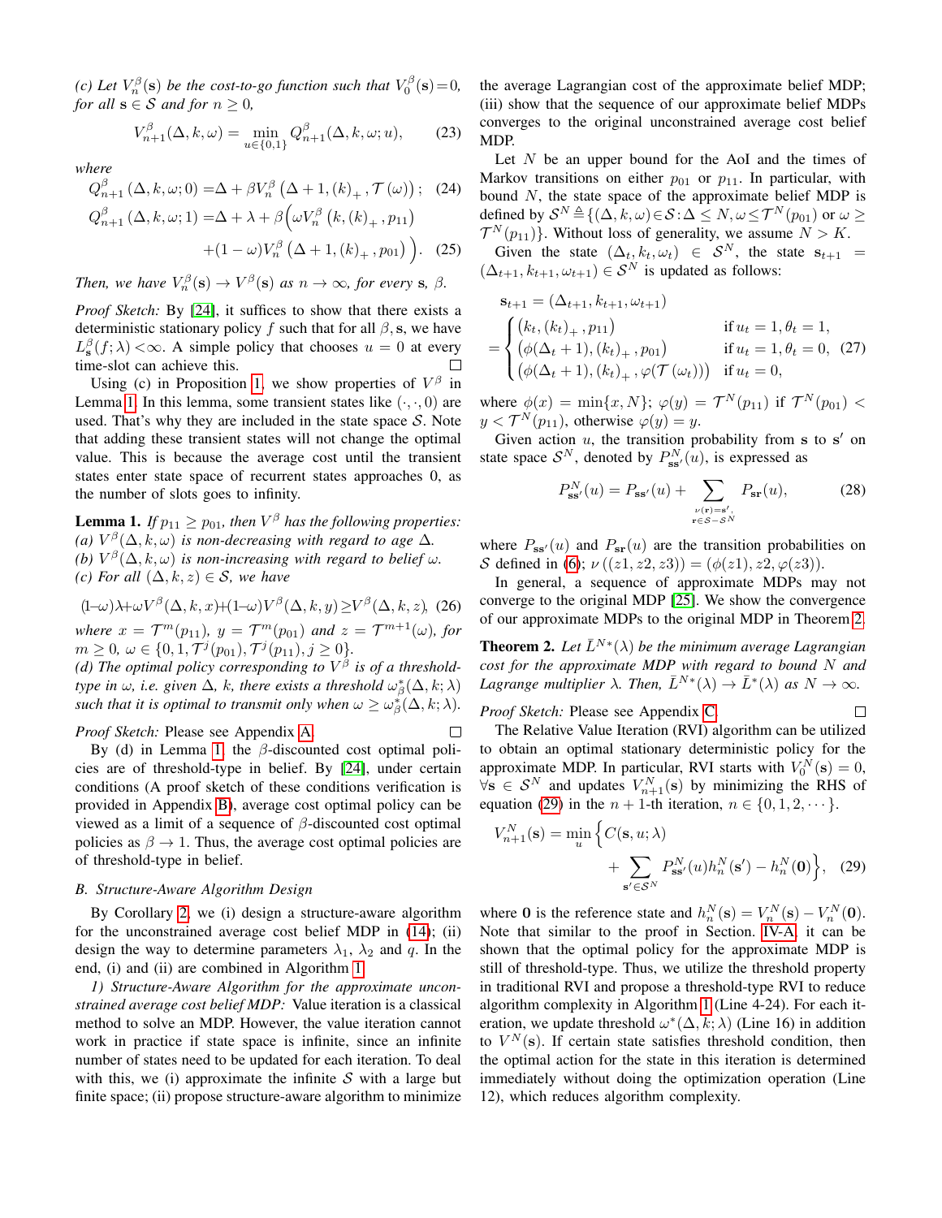*(c) Let $V_n^\beta(\mathbf{s})$ be the cost-to-go function such that $V_0^\beta(\mathbf{s})=0$, for all $\mathbf{s}\in\mathcal{S}$ and for $n\geq 0$,*

$$V_{n+1}^\beta(\Delta,k,\omega)=\min_{u\in\{0,1\}} Q_{n+1}^\beta(\Delta,k,\omega;u), \tag{23}$$

*where*

$$Q_{n+1}^\beta(\Delta,k,\omega;0)=\Delta+\beta V_n^\beta\left(\Delta+1,(k)_+,\mathcal{T}(\omega)\right); \tag{24}$$

$$Q_{n+1}^\beta(\Delta,k,\omega;1)=\Delta+\lambda+\beta\Big(\omega V_n^\beta\left(k,(k)_+,p_{11}\right)+(1-\omega)V_n^\beta\left(\Delta+1,(k)_+,p_{01}\right)\Big). \tag{25}$$

*Then, we have $V_n^\beta(\mathbf{s})\to V^\beta(\mathbf{s})$ as $n\to\infty$, for every $\mathbf{s}$, $\beta$.*

*Proof Sketch:* By [24], it suffices to show that there exists a deterministic stationary policy $f$ such that for all $\beta,\mathbf{s}$, we have $L_{\mathbf{s}}^\beta(f;\lambda)<\infty$. A simple policy that chooses $u=0$ at every time-slot can achieve this. □

Using (c) in Proposition 1, we show properties of $V^\beta$ in Lemma 1. In this lemma, some transient states like $(\cdot,\cdot,0)$ are used. That's why they are included in the state space $\mathcal{S}$. Note that adding these transient states will not change the optimal value. This is because the average cost until the transient states enter state space of recurrent states approaches 0, as the number of slots goes to infinity.

**Lemma 1.** *If $p_{11}\geq p_{01}$, then $V^\beta$ has the following properties:*
*(a) $V^\beta(\Delta,k,\omega)$ is non-decreasing with regard to age $\Delta$.*
*(b) $V^\beta(\Delta,k,\omega)$ is non-increasing with regard to belief $\omega$.*
*(c) For all $(\Delta,k,z)\in\mathcal{S}$, we have*

$$(1-\omega)\lambda+\omega V^\beta(\Delta,k,x)+(1-\omega)V^\beta(\Delta,k,y)\geq V^\beta(\Delta,k,z), \tag{26}$$

*where $x=\mathcal{T}^m(p_{11})$, $y=\mathcal{T}^m(p_{01})$ and $z=\mathcal{T}^{m+1}(\omega)$, for $m\geq 0$, $\omega\in\{0,1,\mathcal{T}^j(p_{01}),\mathcal{T}^j(p_{11}),j\geq 0\}$.*
*(d) The optimal policy corresponding to $V^\beta$ is of a threshold-type in $\omega$, i.e. given $\Delta$, $k$, there exists a threshold $\omega_\beta^*(\Delta,k;\lambda)$ such that it is optimal to transmit only when $\omega\geq\omega_\beta^*(\Delta,k;\lambda)$.*

*Proof Sketch:* Please see Appendix A. □

By (d) in Lemma 1, the $\beta$-discounted cost optimal policies are of threshold-type in belief. By [24], under certain conditions (A proof sketch of these conditions verification is provided in Appendix B), average cost optimal policy can be viewed as a limit of a sequence of $\beta$-discounted cost optimal policies as $\beta\to 1$. Thus, the average cost optimal policies are of threshold-type in belief.

### B. Structure-Aware Algorithm Design

By Corollary 2, we (i) design a structure-aware algorithm for the unconstrained average cost belief MDP in (14); (ii) design the way to determine parameters $\lambda_1$, $\lambda_2$ and $q$. In the end, (i) and (ii) are combined in Algorithm 1.

*1) Structure-Aware Algorithm for the approximate unconstrained average cost belief MDP:* Value iteration is a classical method to solve an MDP. However, the value iteration cannot work in practice if state space is infinite, since an infinite number of states need to be updated for each iteration. To deal with this, we (i) approximate the infinite $\mathcal{S}$ with a large but finite space; (ii) propose structure-aware algorithm to minimize the average Lagrangian cost of the approximate belief MDP; (iii) show that the sequence of our approximate belief MDPs converges to the original unconstrained average cost belief MDP.

Let $N$ be an upper bound for the AoI and the times of Markov transitions on either $p_{01}$ or $p_{11}$. In particular, with bound $N$, the state space of the approximate belief MDP is defined by $\mathcal{S}^N\triangleq\{(\Delta,k,\omega)\in\mathcal{S}:\Delta\leq N,\omega\leq\mathcal{T}^N(p_{01})\text{ or }\omega\geq\mathcal{T}^N(p_{11})\}$. Without loss of generality, we assume $N>K$.

Given the state $(\Delta_t,k_t,\omega_t)\in\mathcal{S}^N$, the state $\mathbf{s}_{t+1}=(\Delta_{t+1},k_{t+1},\omega_{t+1})\in\mathcal{S}^N$ is updated as follows:

$$\mathbf{s}_{t+1}=(\Delta_{t+1},k_{t+1},\omega_{t+1})=\begin{cases}\left(k_t,(k_t)_+,p_{11}\right) & \text{if } u_t=1,\theta_t=1,\\ \left(\phi(\Delta_t+1),(k_t)_+,p_{01}\right) & \text{if } u_t=1,\theta_t=0,\\ \left(\phi(\Delta_t+1),(k_t)_+,\varphi(\mathcal{T}(\omega_t))\right) & \text{if } u_t=0,\end{cases} \tag{27}$$

where $\phi(x)=\min\{x,N\}$; $\varphi(y)=\mathcal{T}^N(p_{11})$ if $\mathcal{T}^N(p_{01})<y<\mathcal{T}^N(p_{11})$, otherwise $\varphi(y)=y$.

Given action $u$, the transition probability from $\mathbf{s}$ to $\mathbf{s}'$ on state space $\mathcal{S}^N$, denoted by $P_{\mathbf{s}\mathbf{s}'}^N(u)$, is expressed as

$$P_{\mathbf{s}\mathbf{s}'}^N(u)=P_{\mathbf{s}\mathbf{s}'}(u)+\sum_{\substack{\nu(\mathbf{r})=\mathbf{s}',\\ \mathbf{r}\in\mathcal{S}-\mathcal{S}^N}}P_{\mathbf{s}\mathbf{r}}(u), \tag{28}$$

where $P_{\mathbf{s}\mathbf{s}'}(u)$ and $P_{\mathbf{s}\mathbf{r}}(u)$ are the transition probabilities on $\mathcal{S}$ defined in (6); $\nu((z1,z2,z3))=(\phi(z1),z2,\varphi(z3))$.

In general, a sequence of approximate MDPs may not converge to the original MDP [25]. We show the convergence of our approximate MDPs to the original MDP in Theorem 2.

**Theorem 2.** *Let $\bar{L}^{N*}(\lambda)$ be the minimum average Lagrangian cost for the approximate MDP with regard to bound $N$ and Lagrange multiplier $\lambda$. Then, $\bar{L}^{N*}(\lambda)\to\bar{L}^*(\lambda)$ as $N\to\infty$.*

*Proof Sketch:* Please see Appendix C. □

The Relative Value Iteration (RVI) algorithm can be utilized to obtain an optimal stationary deterministic policy for the approximate MDP. In particular, RVI starts with $V_0^N(\mathbf{s})=0$, $\forall\mathbf{s}\in\mathcal{S}^N$ and updates $V_{n+1}^N(\mathbf{s})$ by minimizing the RHS of equation (29) in the $n+1$-th iteration, $n\in\{0,1,2,\cdots\}$.

$$V_{n+1}^N(\mathbf{s})=\min_u\Big\{C(\mathbf{s},u;\lambda)+\sum_{\mathbf{s}'\in\mathcal{S}^N}P_{\mathbf{s}\mathbf{s}'}^N(u)h_n^N(\mathbf{s}')-h_n^N(\mathbf{0})\Big\}, \tag{29}$$

where $\mathbf{0}$ is the reference state and $h_n^N(\mathbf{s})=V_n^N(\mathbf{s})-V_n^N(\mathbf{0})$. Note that similar to the proof in Section. IV-A, it can be shown that the optimal policy for the approximate MDP is still of threshold-type. Thus, we utilize the threshold property in traditional RVI and propose a threshold-type RVI to reduce algorithm complexity in Algorithm 1 (Line 4-24). For each iteration, we update threshold $\omega^*(\Delta,k;\lambda)$ (Line 16) in addition to $V^N(\mathbf{s})$. If certain state satisfies threshold condition, then the optimal action for the state in this iteration is determined immediately without doing the optimization operation (Line 12), which reduces algorithm complexity.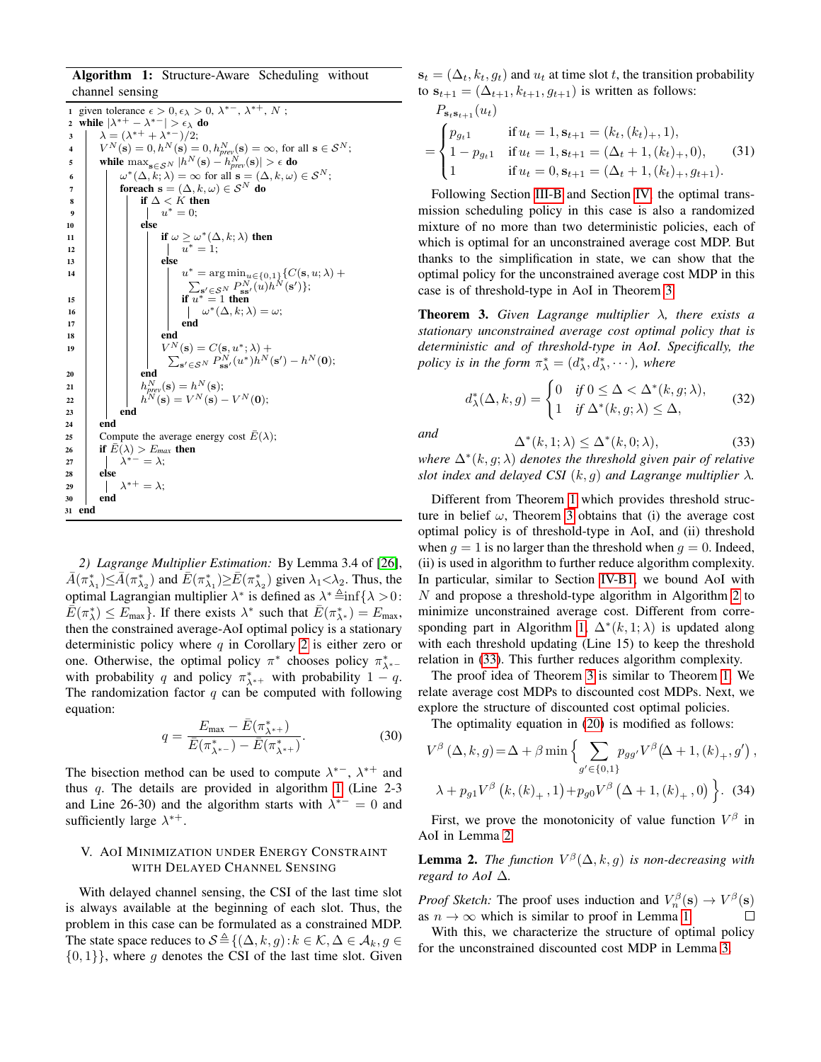**Algorithm 1:** Structure-Aware Scheduling without channel sensing

```
1  given tolerance ε > 0, ε_λ > 0, λ*⁻, λ*⁺, N ;
2  while |λ*⁺ − λ*⁻| > ε_λ do
3      λ = (λ*⁺ + λ*⁻)/2;
4      V^N(s) = 0, h^N(s) = 0, h^N_prev(s) = ∞, for all s ∈ S^N;
5      while max_{s∈S^N} |h^N(s) − h^N_prev(s)| > ε do
6          ω*(Δ, k; λ) = ∞ for all s = (Δ, k, ω) ∈ S^N;
7          foreach s = (Δ, k, ω) ∈ S^N do
8              if Δ < K then
9                  u* = 0;
10             else
11                 if ω ≥ ω*(Δ, k; λ) then
12                     u* = 1;
13                 else
14                     u* = arg min_{u∈{0,1}} {C(s, u; λ) + Σ_{s'∈S^N} P^N_{ss'}(u) h^N(s')};
15                     if u* = 1 then
16                         ω*(Δ, k; λ) = ω;
17                     end
18                 end
19                 V^N(s) = C(s, u*; λ) + Σ_{s'∈S^N} P^N_{ss'}(u*) h^N(s') − h^N(0);
20             end
21             h^N_prev(s) = h^N(s);
22             h^N(s) = V^N(s) − V^N(0);
23         end
24     end
25     Compute the average energy cost Ē(λ);
26     if Ē(λ) > E_max then
27         λ*⁻ = λ;
28     else
29         λ*⁺ = λ;
30     end
31 end
```

*2) Lagrange Multiplier Estimation:* By Lemma 3.4 of [26], $\bar{A}(\pi^*_{\lambda_1}) \leq \bar{A}(\pi^*_{\lambda_2})$ and $\bar{E}(\pi^*_{\lambda_1}) \geq \bar{E}(\pi^*_{\lambda_2})$ given $\lambda_1 < \lambda_2$. Thus, the optimal Lagrangian multiplier $\lambda^*$ is defined as $\lambda^* \triangleq \inf\{\lambda > 0 : \bar{E}(\pi^*_\lambda) \leq E_{\max}\}$. If there exists $\lambda^*$ such that $\bar{E}(\pi^*_{\lambda^*}) = E_{\max}$, then the constrained average-AoI optimal policy is a stationary deterministic policy where $q$ in Corollary 2 is either zero or one. Otherwise, the optimal policy $\pi^*$ chooses policy $\pi^*_{\lambda^{*-}}$ with probability $q$ and policy $\pi^*_{\lambda^{*+}}$ with probability $1-q$. The randomization factor $q$ can be computed with following equation:

$$q = \frac{E_{\max} - \bar{E}(\pi^*_{\lambda^{*+}})}{\bar{E}(\pi^*_{\lambda^{*-}}) - \bar{E}(\pi^*_{\lambda^{*+}})}. \tag{30}$$

The bisection method can be used to compute $\lambda^{*-}$, $\lambda^{*+}$ and thus $q$. The details are provided in algorithm 1 (Line 2-3 and Line 26-30) and the algorithm starts with $\lambda^{*-} = 0$ and sufficiently large $\lambda^{*+}$.

## V. AoI Minimization under Energy Constraint with Delayed Channel Sensing

With delayed channel sensing, the CSI of the last time slot is always available at the beginning of each slot. Thus, the problem in this case can be formulated as a constrained MDP. The state space reduces to $\mathcal{S} \triangleq \{(\Delta, k, g) : k \in \mathcal{K}, \Delta \in \mathcal{A}_k, g \in \{0,1\}\}$, where $g$ denotes the CSI of the last time slot. Given $\mathbf{s}_t = (\Delta_t, k_t, g_t)$ and $u_t$ at time slot $t$, the transition probability to $\mathbf{s}_{t+1} = (\Delta_{t+1}, k_{t+1}, g_{t+1})$ is written as follows:

$$P_{\mathbf{s}_t\mathbf{s}_{t+1}}(u_t) = \begin{cases} p_{g_t 1} & \text{if } u_t = 1, \mathbf{s}_{t+1} = (k_t, (k_t)_+, 1), \\ 1 - p_{g_t 1} & \text{if } u_t = 1, \mathbf{s}_{t+1} = (\Delta_t + 1, (k_t)_+, 0), \\ 1 & \text{if } u_t = 0, \mathbf{s}_{t+1} = (\Delta_t + 1, (k_t)_+, g_{t+1}). \end{cases} \tag{31}$$

Following Section III-B and Section IV, the optimal transmission scheduling policy in this case is also a randomized mixture of no more than two deterministic policies, each of which is optimal for an unconstrained average cost MDP. But thanks to the simplification in state, we can show that the optimal policy for the unconstrained average cost MDP in this case is of threshold-type in AoI in Theorem 3.

**Theorem 3.** *Given Lagrange multiplier $\lambda$, there exists a stationary unconstrained average cost optimal policy that is deterministic and of threshold-type in AoI. Specifically, the policy is in the form $\pi^*_\lambda = (d^*_\lambda, d^*_\lambda, \cdots)$, where*

$$d^*_\lambda(\Delta, k, g) = \begin{cases} 0 & \text{if } 0 \leq \Delta < \Delta^*(k, g; \lambda), \\ 1 & \text{if } \Delta^*(k, g; \lambda) \leq \Delta, \end{cases} \tag{32}$$

*and*

$$\Delta^*(k, 1; \lambda) \leq \Delta^*(k, 0; \lambda), \tag{33}$$

*where $\Delta^*(k, g; \lambda)$ denotes the threshold given pair of relative slot index and delayed CSI $(k, g)$ and Lagrange multiplier $\lambda$.*

Different from Theorem 1 which provides threshold structure in belief $\omega$, Theorem 3 obtains that (i) the average cost optimal policy is of threshold-type in AoI, and (ii) threshold when $g = 1$ is no larger than the threshold when $g = 0$. Indeed, (ii) is used in algorithm to further reduce algorithm complexity. In particular, similar to Section IV-B1, we bound AoI with $N$ and propose a threshold-type algorithm in Algorithm 2 to minimize unconstrained average cost. Different from corresponding part in Algorithm 1, $\Delta^*(k, 1; \lambda)$ is updated along with each threshold updating (Line 15) to keep the threshold relation in (33). This further reduces algorithm complexity.

The proof idea of Theorem 3 is similar to Theorem 1. We relate average cost MDPs to discounted cost MDPs. Next, we explore the structure of discounted cost optimal policies.

The optimality equation in (20) is modified as follows:

$$V^\beta(\Delta, k, g) = \Delta + \beta \min\Big\{ \sum_{g' \in \{0,1\}} p_{gg'} V^\beta\big(\Delta + 1, (k)_+, g'\big), \\ \lambda + p_{g1} V^\beta\left(k, (k)_+, 1\right) + p_{g0} V^\beta\left(\Delta + 1, (k)_+, 0\right) \Big\}. \tag{34}$$

First, we prove the monotonicity of value function $V^\beta$ in AoI in Lemma 2.

**Lemma 2.** *The function $V^\beta(\Delta, k, g)$ is non-decreasing with regard to AoI $\Delta$.*

*Proof Sketch:* The proof uses induction and $V^\beta_n(\mathbf{s}) \to V^\beta(\mathbf{s})$ as $n \to \infty$ which is similar to proof in Lemma 1. □

With this, we characterize the structure of optimal policy for the unconstrained discounted cost MDP in Lemma 3.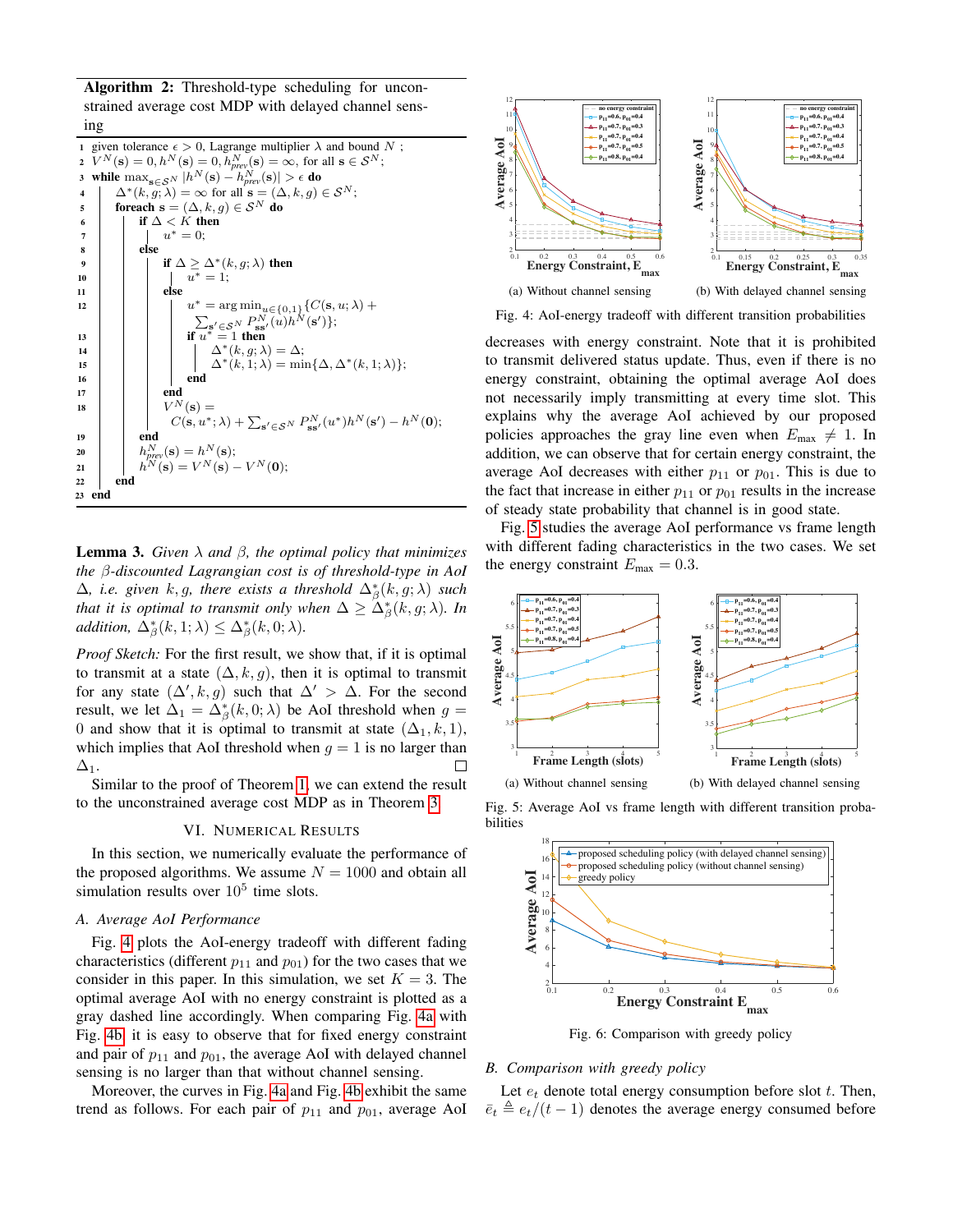**Algorithm 2:** Threshold-type scheduling for unconstrained average cost MDP with delayed channel sensing

```
1  given tolerance ε > 0, Lagrange multiplier λ and bound N ;
2  V^N(s) = 0, h^N(s) = 0, h^N_prev(s) = ∞, for all s ∈ S^N;
3  while max_{s∈S^N} |h^N(s) − h^N_prev(s)| > ε do
4      Δ*(k, g; λ) = ∞ for all s = (Δ, k, g) ∈ S^N;
5      foreach s = (Δ, k, g) ∈ S^N do
6          if Δ < K then
7              u* = 0;
8          else
9              if Δ ≥ Δ*(k, g; λ) then
10                 u* = 1;
11             else
12                 u* = arg min_{u∈{0,1}} {C(s, u; λ) + Σ_{s'∈S^N} P^N_{ss'}(u) h^N(s')};
13                 if u* = 1 then
14                     Δ*(k, g; λ) = Δ;
15                     Δ*(k, 1; λ) = min{Δ, Δ*(k, 1; λ)};
16                 end
17             end
18             V^N(s) = C(s, u*; λ) + Σ_{s'∈S^N} P^N_{ss'}(u*) h^N(s') − h^N(0);
19         end
20         h^N_prev(s) = h^N(s);
21         h^N(s) = V^N(s) − V^N(0);
22     end
23 end
```

**Lemma 3.** *Given $\lambda$ and $\beta$, the optimal policy that minimizes the $\beta$-discounted Lagrangian cost is of threshold-type in AoI $\Delta$, i.e. given $k, g$, there exists a threshold $\Delta^*_\beta(k, g; \lambda)$ such that it is optimal to transmit only when $\Delta \geq \Delta^*_\beta(k, g; \lambda)$. In addition, $\Delta^*_\beta(k, 1; \lambda) \leq \Delta^*_\beta(k, 0; \lambda)$.*

*Proof Sketch:* For the first result, we show that, if it is optimal to transmit at a state $(\Delta, k, g)$, then it is optimal to transmit for any state $(\Delta', k, g)$ such that $\Delta' > \Delta$. For the second result, we let $\Delta_1 = \Delta^*_\beta(k, 0; \lambda)$ be AoI threshold when $g = 0$ and show that it is optimal to transmit at state $(\Delta_1, k, 1)$, which implies that AoI threshold when $g = 1$ is no larger than $\Delta_1$. □

Similar to the proof of Theorem 1, we can extend the result to the unconstrained average cost MDP as in Theorem 3.

## VI. Numerical Results

In this section, we numerically evaluate the performance of the proposed algorithms. We assume $N = 1000$ and obtain all simulation results over $10^5$ time slots.

### A. Average AoI Performance

Fig. 4 plots the AoI-energy tradeoff with different fading characteristics (different $p_{11}$ and $p_{01}$) for the two cases that we consider in this paper. In this simulation, we set $K = 3$. The optimal average AoI with no energy constraint is plotted as a gray dashed line accordingly. When comparing Fig. 4a with Fig. 4b, it is easy to observe that for fixed energy constraint and pair of $p_{11}$ and $p_{01}$, the average AoI with delayed channel sensing is no larger than that without channel sensing.

Moreover, the curves in Fig. 4a and Fig. 4b exhibit the same trend as follows. For each pair of $p_{11}$ and $p_{01}$, average AoI

Average AoI
Energy Constraint, $E_{max}$
no energy constraint
$p_{11}$=0.6, $p_{01}$=0.4
$p_{11}$=0.7, $p_{01}$=0.3
$p_{11}$=0.7, $p_{01}$=0.4
$p_{11}$=0.7, $p_{01}$=0.5
$p_{11}$=0.8, $p_{01}$=0.4

(a) Without channel sensing (b) With delayed channel sensing

Fig. 4: AoI-energy tradeoff with different transition probabilities

decreases with energy constraint. Note that it is prohibited to transmit delivered status update. Thus, even if there is no energy constraint, obtaining the optimal average AoI does not necessarily imply transmitting at every time slot. This explains why the average AoI achieved by our proposed policies approaches the gray line even when $E_{\max} \neq 1$. In addition, we can observe that for certain energy constraint, the average AoI decreases with either $p_{11}$ or $p_{01}$. This is due to the fact that increase in either $p_{11}$ or $p_{01}$ results in the increase of steady state probability that channel is in good state.

Fig. 5 studies the average AoI performance vs frame length with different fading characteristics in the two cases. We set the energy constraint $E_{\max} = 0.3$.

Average AoI
Frame Length (slots)
$p_{11}$=0.6, $p_{01}$=0.4
$p_{11}$=0.7, $p_{01}$=0.3
$p_{11}$=0.7, $p_{01}$=0.4
$p_{11}$=0.7, $p_{01}$=0.5
$p_{11}$=0.8, $p_{01}$=0.4

(a) Without channel sensing (b) With delayed channel sensing

Fig. 5: Average AoI vs frame length with different transition probabilities

Average AoI
Energy Constraint $E_{max}$
proposed scheduling policy (with delayed channel sensing)
proposed scheduling policy (without channel sensing)
greedy policy

Fig. 6: Comparison with greedy policy

### B. Comparison with greedy policy

Let $e_t$ denote total energy consumption before slot $t$. Then, $\bar{e}_t \triangleq e_t/(t-1)$ denotes the average energy consumed before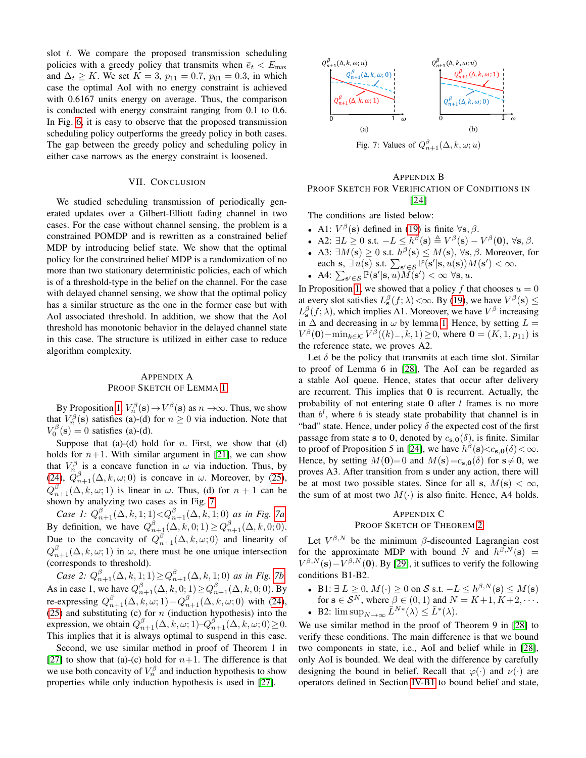slot $t$. We compare the proposed transmission scheduling policies with a greedy policy that transmits when $\bar{e}_t < E_{\max}$ and $\Delta_t \geq K$. We set $K = 3$, $p_{11} = 0.7$, $p_{01} = 0.3$, in which case the optimal AoI with no energy constraint is achieved with 0.6167 units energy on average. Thus, the comparison is conducted with energy constraint ranging from 0.1 to 0.6. In Fig. 6, it is easy to observe that the proposed transmission scheduling policy outperforms the greedy policy in both cases. The gap between the greedy policy and scheduling policy in either case narrows as the energy constraint is loosened.

## VII. Conclusion

We studied scheduling transmission of periodically generated updates over a Gilbert-Elliott fading channel in two cases. For the case without channel sensing, the problem is a constrained POMDP and is rewritten as a constrained belief MDP by introducing belief state. We show that the optimal policy for the constrained belief MDP is a randomization of no more than two stationary deterministic policies, each of which is of a threshold-type in the belief on the channel. For the case with delayed channel sensing, we show that the optimal policy has a similar structure as the one in the former case but with AoI associated threshold. In addition, we show that the AoI threshold has monotonic behavior in the delayed channel state in this case. The structure is utilized in either case to reduce algorithm complexity.

## Appendix A
## Proof Sketch of Lemma 1

By Proposition 1, $V_n^\beta(\mathbf{s}) \to V^\beta(\mathbf{s})$ as $n \to \infty$. Thus, we show that $V_n^\beta(\mathbf{s})$ satisfies (a)-(d) for $n \geq 0$ via induction. Note that $V_0^\beta(\mathbf{s}) = 0$ satisfies (a)-(d).

Suppose that (a)-(d) hold for $n$. First, we show that (d) holds for $n+1$. With similar argument in [21], we can show that $V_n^\beta$ is a concave function in $\omega$ via induction. Thus, by (24), $Q_{n+1}^\beta(\Delta, k, \omega; 0)$ is concave in $\omega$. Moreover, by (25), $Q_{n+1}^\beta(\Delta, k, \omega; 1)$ is linear in $\omega$. Thus, (d) for $n+1$ can be shown by analyzing two cases as in Fig. 7.

*Case 1: $Q_{n+1}^\beta(\Delta, k, 1; 1) < Q_{n+1}^\beta(\Delta, k, 1; 0)$ as in Fig. 7a.* By definition, we have $Q_{n+1}^\beta(\Delta, k, 0; 1) \geq Q_{n+1}^\beta(\Delta, k, 0; 0)$. Due to the concavity of $Q_{n+1}^\beta(\Delta, k, \omega; 0)$ and linearity of $Q_{n+1}^\beta(\Delta, k, \omega; 1)$ in $\omega$, there must be one unique intersection (corresponds to threshold).

*Case 2: $Q_{n+1}^\beta(\Delta, k, 1; 1) \geq Q_{n+1}^\beta(\Delta, k, 1; 0)$ as in Fig. 7b.* As in case 1, we have $Q_{n+1}^\beta(\Delta, k, 0; 1) \geq Q_{n+1}^\beta(\Delta, k, 0; 0)$. By re-expressing $Q_{n+1}^\beta(\Delta, k, \omega; 1) - Q_{n+1}^\beta(\Delta, k, \omega; 0)$ with (24), (25) and substituting (c) for $n$ (induction hypothesis) into the expression, we obtain $Q_{n+1}^\beta(\Delta, k, \omega; 1) - Q_{n+1}^\beta(\Delta, k, \omega; 0) \geq 0$. This implies that it is always optimal to suspend in this case.

Second, we use similar method in proof of Theorem 1 in [27] to show that (a)-(c) hold for $n+1$. The difference is that we use both concavity of $V_n^\beta$ and induction hypothesis to show properties while only induction hypothesis is used in [27].

$Q^\beta_{n+1}(\Delta,k,\omega;u)$
$Q^\beta_{n+1}(\Delta,k,\omega;0)$
$Q^\beta_{n+1}(\Delta,k,\omega;1)$
0 1 $\omega$
(a)

$Q^\beta_{n+1}(\Delta,k,\omega;u)$
$Q^\beta_{n+1}(\Delta,k,\omega;1)$
$Q^\beta_{n+1}(\Delta,k,\omega;0)$
0 1 $\omega$
(b)

Fig. 7: Values of $Q_{n+1}^\beta(\Delta, k, \omega; u)$

## Appendix B
## Proof Sketch for Verification of Conditions in [24]

The conditions are listed below:

- A1: $V^\beta(\mathbf{s})$ defined in (19) is finite $\forall \mathbf{s}, \beta$.
- A2: $\exists L \geq 0$ s.t. $-L \leq h^\beta(\mathbf{s}) \triangleq V^\beta(\mathbf{s}) - V^\beta(\mathbf{0})$, $\forall \mathbf{s}, \beta$.
- A3: $\exists M(\mathbf{s}) \geq 0$ s.t. $h^\beta(\mathbf{s}) \leq M(\mathbf{s})$, $\forall \mathbf{s}, \beta$. Moreover, for each $\mathbf{s}$, $\exists\, u(\mathbf{s})$ s.t. $\sum_{\mathbf{s}' \in \mathcal{S}} \mathbb{P}(\mathbf{s}'|\mathbf{s}, u(\mathbf{s})) M(\mathbf{s}') < \infty$.
- A4: $\sum_{\mathbf{s}' \in \mathcal{S}} \mathbb{P}(\mathbf{s}'|\mathbf{s}, u) M(\mathbf{s}') < \infty$ $\forall \mathbf{s}, u$.

In Proposition 1, we showed that a policy $f$ that chooses $u = 0$ at every slot satisfies $L_{\mathbf{s}}^\beta(f; \lambda) < \infty$. By (19), we have $V^\beta(\mathbf{s}) \leq L_{\mathbf{s}}^\beta(f; \lambda)$, which implies A1. Moreover, we have $V^\beta$ increasing in $\Delta$ and decreasing in $\omega$ by lemma 1. Hence, by setting $L = V^\beta(\mathbf{0}) - \min_{k \in \mathcal{K}} V^\beta((k)_-, k, 1) \geq 0$, where $\mathbf{0} = (K, 1, p_{11})$ is the reference state, we prove A2.

Let $\delta$ be the policy that transmits at each time slot. Similar to proof of Lemma 6 in [28], The AoI can be regarded as a stable AoI queue. Hence, states that occur after delivery are recurrent. This implies that $\mathbf{0}$ is recurrent. Actually, the probability of not entering state $\mathbf{0}$ after $l$ frames is no more than $b^l$, where $b$ is steady state probability that channel is in "bad" state. Hence, under policy $\delta$ the expected cost of the first passage from state $\mathbf{s}$ to $\mathbf{0}$, denoted by $c_{\mathbf{s},\mathbf{0}}(\delta)$, is finite. Similar to proof of Proposition 5 in [24], we have $h^\beta(\mathbf{s}) < c_{\mathbf{s},\mathbf{0}}(\delta) < \infty$. Hence, by setting $M(\mathbf{0}) = 0$ and $M(\mathbf{s}) = c_{\mathbf{s},\mathbf{0}}(\delta)$ for $\mathbf{s} \neq \mathbf{0}$, we proves A3. After transition from $\mathbf{s}$ under any action, there will be at most two possible states. Since for all $\mathbf{s}$, $M(\mathbf{s}) < \infty$, the sum of at most two $M(\cdot)$ is also finite. Hence, A4 holds.

## Appendix C
## Proof Sketch of Theorem 2

Let $V^{\beta,N}$ be the minimum $\beta$-discounted Lagrangian cost for the approximate MDP with bound $N$ and $h^{\beta,N}(\mathbf{s}) = V^{\beta,N}(\mathbf{s}) - V^{\beta,N}(\mathbf{0})$. By [29], it suffices to verify the following conditions B1-B2.

- B1: $\exists\, L \geq 0$, $M(\cdot) \geq 0$ on $\mathcal{S}$ s.t. $-L \leq h^{\beta,N}(\mathbf{s}) \leq M(\mathbf{s})$ for $\mathbf{s} \in \mathcal{S}^N$, where $\beta \in (0, 1)$ and $N = K+1, K+2, \cdots$.
- B2: $\limsup_{N \to \infty} \bar{L}^{N*}(\lambda) \leq \bar{L}^*(\lambda)$.

We use similar method in the proof of Theorem 9 in [28] to verify these conditions. The main difference is that we bound two components in state, i.e., AoI and belief while in [28], only AoI is bounded. We deal with the difference by carefully designing the bound in belief. Recall that $\varphi(\cdot)$ and $\nu(\cdot)$ are operators defined in Section IV-B1 to bound belief and state,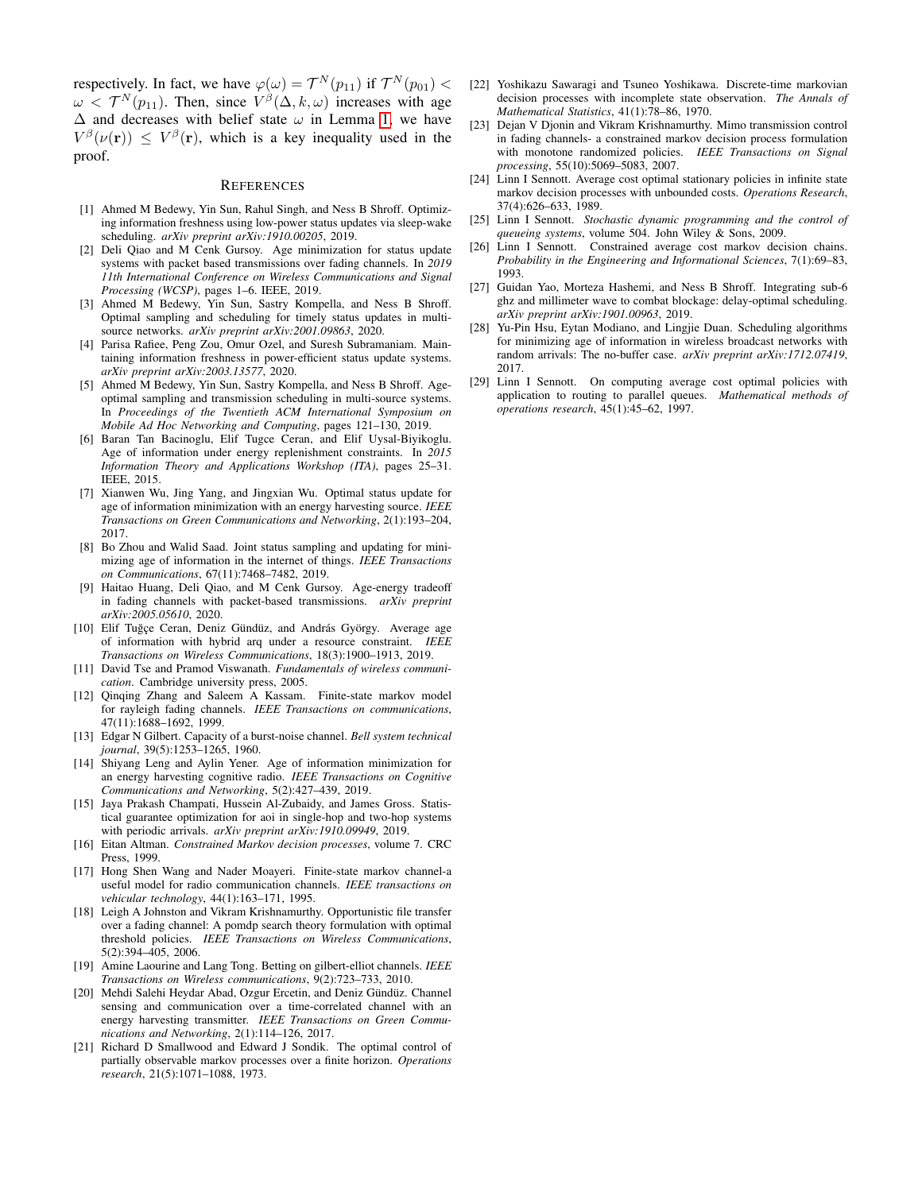respectively. In fact, we have $\varphi(\omega) = \mathcal{T}^N(p_{11})$ if $\mathcal{T}^N(p_{01}) < \omega < \mathcal{T}^N(p_{11})$. Then, since $V^\beta(\Delta, k, \omega)$ increases with age $\Delta$ and decreases with belief state $\omega$ in Lemma 1, we have $V^\beta(\nu(\mathbf{r})) \leq V^\beta(\mathbf{r})$, which is a key inequality used in the proof.

## References

[1] Ahmed M Bedewy, Yin Sun, Rahul Singh, and Ness B Shroff. Optimizing information freshness using low-power status updates via sleep-wake scheduling. *arXiv preprint arXiv:1910.00205*, 2019.

[2] Deli Qiao and M Cenk Gursoy. Age minimization for status update systems with packet based transmissions over fading channels. In *2019 11th International Conference on Wireless Communications and Signal Processing (WCSP)*, pages 1–6. IEEE, 2019.

[3] Ahmed M Bedewy, Yin Sun, Sastry Kompella, and Ness B Shroff. Optimal sampling and scheduling for timely status updates in multi-source networks. *arXiv preprint arXiv:2001.09863*, 2020.

[4] Parisa Rafiee, Peng Zou, Omur Ozel, and Suresh Subramaniam. Maintaining information freshness in power-efficient status update systems. *arXiv preprint arXiv:2003.13577*, 2020.

[5] Ahmed M Bedewy, Yin Sun, Sastry Kompella, and Ness B Shroff. Age-optimal sampling and transmission scheduling in multi-source systems. In *Proceedings of the Twentieth ACM International Symposium on Mobile Ad Hoc Networking and Computing*, pages 121–130, 2019.

[6] Baran Tan Bacinoglu, Elif Tugce Ceran, and Elif Uysal-Biyikoglu. Age of information under energy replenishment constraints. In *2015 Information Theory and Applications Workshop (ITA)*, pages 25–31. IEEE, 2015.

[7] Xianwen Wu, Jing Yang, and Jingxian Wu. Optimal status update for age of information minimization with an energy harvesting source. *IEEE Transactions on Green Communications and Networking*, 2(1):193–204, 2017.

[8] Bo Zhou and Walid Saad. Joint status sampling and updating for minimizing age of information in the internet of things. *IEEE Transactions on Communications*, 67(11):7468–7482, 2019.

[9] Haitao Huang, Deli Qiao, and M Cenk Gursoy. Age-energy tradeoff in fading channels with packet-based transmissions. *arXiv preprint arXiv:2005.05610*, 2020.

[10] Elif Tuğçe Ceran, Deniz Gündüz, and András György. Average age of information with hybrid arq under a resource constraint. *IEEE Transactions on Wireless Communications*, 18(3):1900–1913, 2019.

[11] David Tse and Pramod Viswanath. *Fundamentals of wireless communication*. Cambridge university press, 2005.

[12] Qinqing Zhang and Saleem A Kassam. Finite-state markov model for rayleigh fading channels. *IEEE Transactions on communications*, 47(11):1688–1692, 1999.

[13] Edgar N Gilbert. Capacity of a burst-noise channel. *Bell system technical journal*, 39(5):1253–1265, 1960.

[14] Shiyang Leng and Aylin Yener. Age of information minimization for an energy harvesting cognitive radio. *IEEE Transactions on Cognitive Communications and Networking*, 5(2):427–439, 2019.

[15] Jaya Prakash Champati, Hussein Al-Zubaidy, and James Gross. Statistical guarantee optimization for aoi in single-hop and two-hop systems with periodic arrivals. *arXiv preprint arXiv:1910.09949*, 2019.

[16] Eitan Altman. *Constrained Markov decision processes*, volume 7. CRC Press, 1999.

[17] Hong Shen Wang and Nader Moayeri. Finite-state markov channel-a useful model for radio communication channels. *IEEE transactions on vehicular technology*, 44(1):163–171, 1995.

[18] Leigh A Johnston and Vikram Krishnamurthy. Opportunistic file transfer over a fading channel: A pomdp search theory formulation with optimal threshold policies. *IEEE Transactions on Wireless Communications*, 5(2):394–405, 2006.

[19] Amine Laourine and Lang Tong. Betting on gilbert-elliot channels. *IEEE Transactions on Wireless communications*, 9(2):723–733, 2010.

[20] Mehdi Salehi Heydar Abad, Ozgur Ercetin, and Deniz Gündüz. Channel sensing and communication over a time-correlated channel with an energy harvesting transmitter. *IEEE Transactions on Green Communications and Networking*, 2(1):114–126, 2017.

[21] Richard D Smallwood and Edward J Sondik. The optimal control of partially observable markov processes over a finite horizon. *Operations research*, 21(5):1071–1088, 1973.

[22] Yoshikazu Sawaragi and Tsuneo Yoshikawa. Discrete-time markovian decision processes with incomplete state observation. *The Annals of Mathematical Statistics*, 41(1):78–86, 1970.

[23] Dejan V Djonin and Vikram Krishnamurthy. Mimo transmission control in fading channels- a constrained markov decision process formulation with monotone randomized policies. *IEEE Transactions on Signal processing*, 55(10):5069–5083, 2007.

[24] Linn I Sennott. Average cost optimal stationary policies in infinite state markov decision processes with unbounded costs. *Operations Research*, 37(4):626–633, 1989.

[25] Linn I Sennott. *Stochastic dynamic programming and the control of queueing systems*, volume 504. John Wiley & Sons, 2009.

[26] Linn I Sennott. Constrained average cost markov decision chains. *Probability in the Engineering and Informational Sciences*, 7(1):69–83, 1993.

[27] Guidan Yao, Morteza Hashemi, and Ness B Shroff. Integrating sub-6 ghz and millimeter wave to combat blockage: delay-optimal scheduling. *arXiv preprint arXiv:1901.00963*, 2019.

[28] Yu-Pin Hsu, Eytan Modiano, and Lingjie Duan. Scheduling algorithms for minimizing age of information in wireless broadcast networks with random arrivals: The no-buffer case. *arXiv preprint arXiv:1712.07419*, 2017.

[29] Linn I Sennott. On computing average cost optimal policies with application to routing to parallel queues. *Mathematical methods of operations research*, 45(1):45–62, 1997.